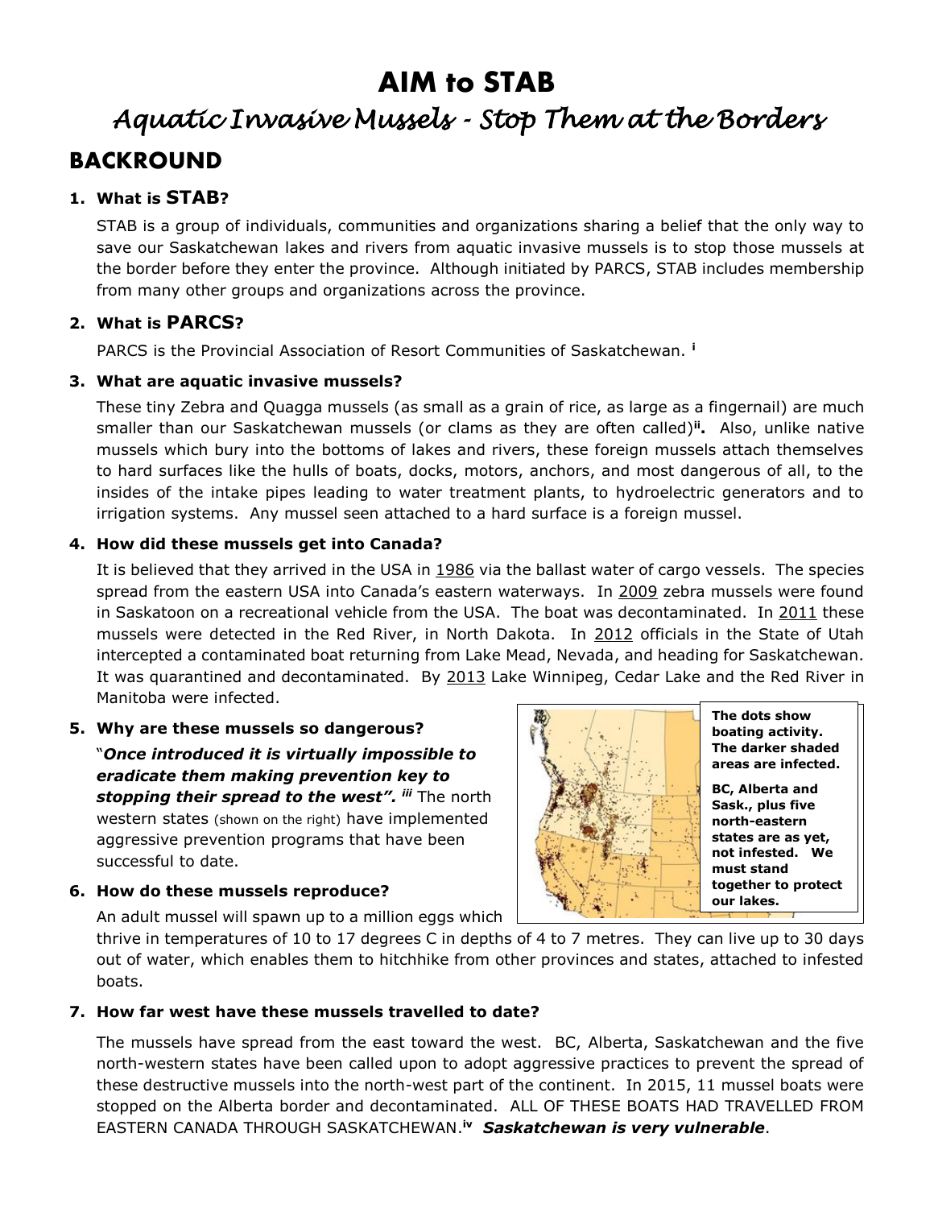# AIM to STAB

## *Aquatic Invasive Mussels - Stop Them at the Borders*

## BACKROUND

### 1. What is STAB?

STAB is a group of individuals, communities and organizations sharing a belief that the only way to save our Saskatchewan lakes and rivers from aquatic invasive mussels is to stop those mussels at the border before they enter the province. Although initiated by PARCS, STAB includes membership from many other groups and organizations across the province.

### 2. What is PARCS?

PARCS is the Provincial Association of Resort Communities of Saskatchewan. [i]

### 3. What are aquatic invasive mussels?

These tiny Zebra and Quagga mussels (as small as a grain of rice, as large as a fingernail) are much smaller than our Saskatchewan mussels (or clams as they are often called)[ii]**.** Also, unlike native mussels which bury into the bottoms of lakes and rivers, these foreign mussels attach themselves to hard surfaces like the hulls of boats, docks, motors, anchors, and most dangerous of all, to the insides of the intake pipes leading to water treatment plants, to hydroelectric generators and to irrigation systems. Any mussel seen attached to a hard surface is a foreign mussel.

### 4. How did these mussels get into Canada?

It is believed that they arrived in the USA in 1986 via the ballast water of cargo vessels. The species spread from the eastern USA into Canada's eastern waterways. In 2009 zebra mussels were found in Saskatoon on a recreational vehicle from the USA. The boat was decontaminated. In 2011 these mussels were detected in the Red River, in North Dakota. In 2012 officials in the State of Utah intercepted a contaminated boat returning from Lake Mead, Nevada, and heading for Saskatchewan. It was quarantined and decontaminated. By 2013 Lake Winnipeg, Cedar Lake and the Red River in Manitoba were infected.

### 5. Why are these mussels so dangerous?

"***Once introduced it is virtually impossible to eradicate them making prevention key to stopping their spread to the west".*** [iii] The north western states (shown on the right) have implemented aggressive prevention programs that have been successful to date.

**The dots show boating activity. The darker shaded areas are infected.**

**BC, Alberta and Sask., plus five north-eastern states are as yet, not infested. We must stand together to protect our lakes.**

### 6. How do these mussels reproduce?

An adult mussel will spawn up to a million eggs which thrive in temperatures of 10 to 17 degrees C in depths of 4 to 7 metres. They can live up to 30 days out of water, which enables them to hitchhike from other provinces and states, attached to infested boats.

### 7. How far west have these mussels travelled to date?

The mussels have spread from the east toward the west. BC, Alberta, Saskatchewan and the five north-western states have been called upon to adopt aggressive practices to prevent the spread of these destructive mussels into the north-west part of the continent. In 2015, 11 mussel boats were stopped on the Alberta border and decontaminated. ALL OF THESE BOATS HAD TRAVELLED FROM EASTERN CANADA THROUGH SASKATCHEWAN.[iv] ***Saskatchewan is very vulnerable***.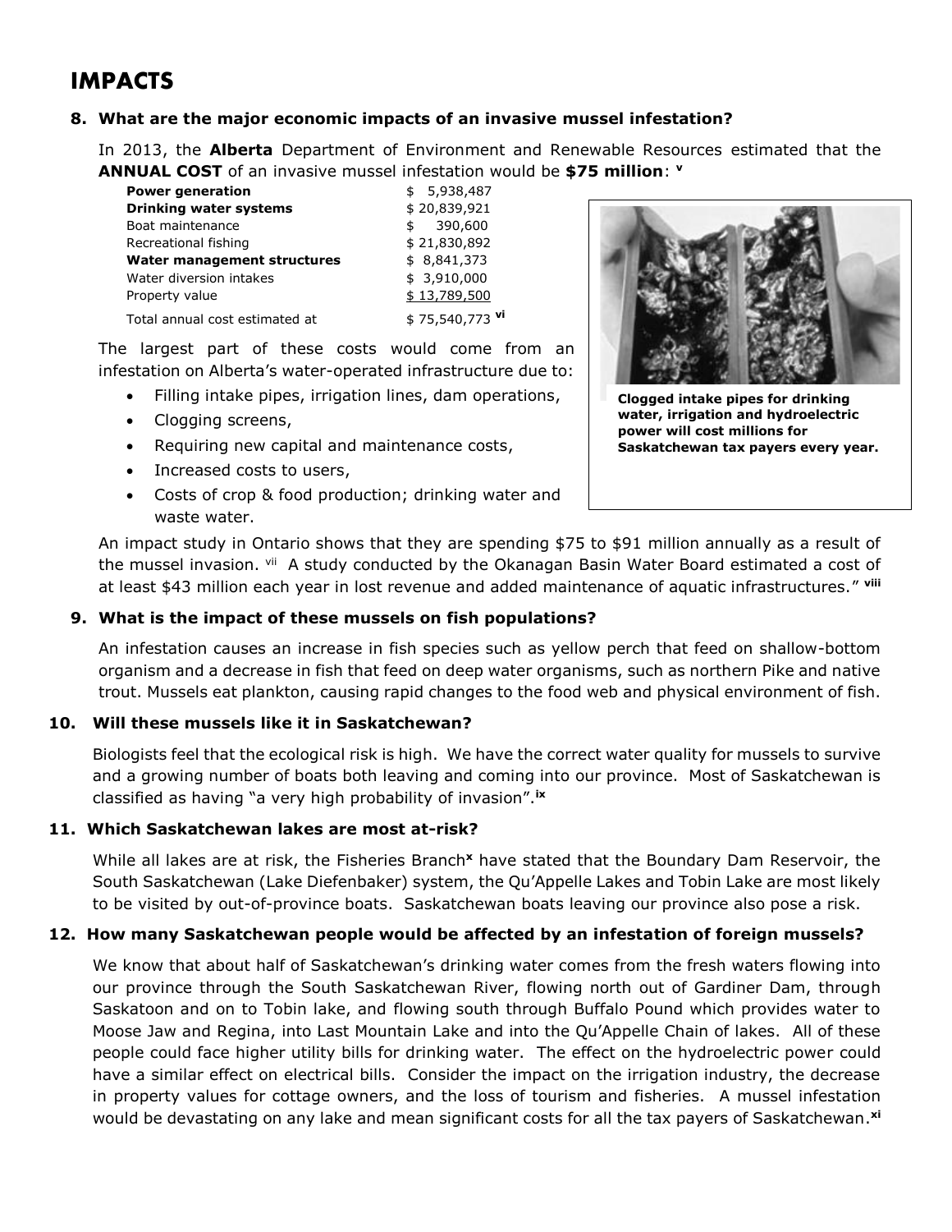# IMPACTS

### 8. What are the major economic impacts of an invasive mussel infestation?

In 2013, the **Alberta** Department of Environment and Renewable Resources estimated that the **ANNUAL COST** of an invasive mussel infestation would be **$75 million**: [v]

| | |
|---|---|
| **Power generation** | $ 5,938,487 |
| **Drinking water systems** | $ 20,839,921 |
| Boat maintenance | $ 390,600 |
| Recreational fishing | $ 21,830,892 |
| **Water management structures** | $ 8,841,373 |
| Water diversion intakes | $ 3,910,000 |
| Property value | $ 13,789,500 |
| Total annual cost estimated at | $ 75,540,773 [vi] |

The largest part of these costs would come from an infestation on Alberta's water-operated infrastructure due to:

- Filling intake pipes, irrigation lines, dam operations,
- Clogging screens,
- Requiring new capital and maintenance costs,
- Increased costs to users,
- Costs of crop & food production; drinking water and waste water.

**Clogged intake pipes for drinking water, irrigation and hydroelectric power will cost millions for Saskatchewan tax payers every year.**

An impact study in Ontario shows that they are spending $75 to $91 million annually as a result of the mussel invasion. [vii] A study conducted by the Okanagan Basin Water Board estimated a cost of at least $43 million each year in lost revenue and added maintenance of aquatic infrastructures." [viii]

### 9. What is the impact of these mussels on fish populations?

An infestation causes an increase in fish species such as yellow perch that feed on shallow-bottom organism and a decrease in fish that feed on deep water organisms, such as northern Pike and native trout. Mussels eat plankton, causing rapid changes to the food web and physical environment of fish.

### 10. Will these mussels like it in Saskatchewan?

Biologists feel that the ecological risk is high. We have the correct water quality for mussels to survive and a growing number of boats both leaving and coming into our province. Most of Saskatchewan is classified as having "a very high probability of invasion".[ix]

### 11. Which Saskatchewan lakes are most at-risk?

While all lakes are at risk, the Fisheries Branch[x] have stated that the Boundary Dam Reservoir, the South Saskatchewan (Lake Diefenbaker) system, the Qu'Appelle Lakes and Tobin Lake are most likely to be visited by out-of-province boats. Saskatchewan boats leaving our province also pose a risk.

### 12. How many Saskatchewan people would be affected by an infestation of foreign mussels?

We know that about half of Saskatchewan's drinking water comes from the fresh waters flowing into our province through the South Saskatchewan River, flowing north out of Gardiner Dam, through Saskatoon and on to Tobin lake, and flowing south through Buffalo Pound which provides water to Moose Jaw and Regina, into Last Mountain Lake and into the Qu'Appelle Chain of lakes. All of these people could face higher utility bills for drinking water. The effect on the hydroelectric power could have a similar effect on electrical bills. Consider the impact on the irrigation industry, the decrease in property values for cottage owners, and the loss of tourism and fisheries. A mussel infestation would be devastating on any lake and mean significant costs for all the tax payers of Saskatchewan.[xi]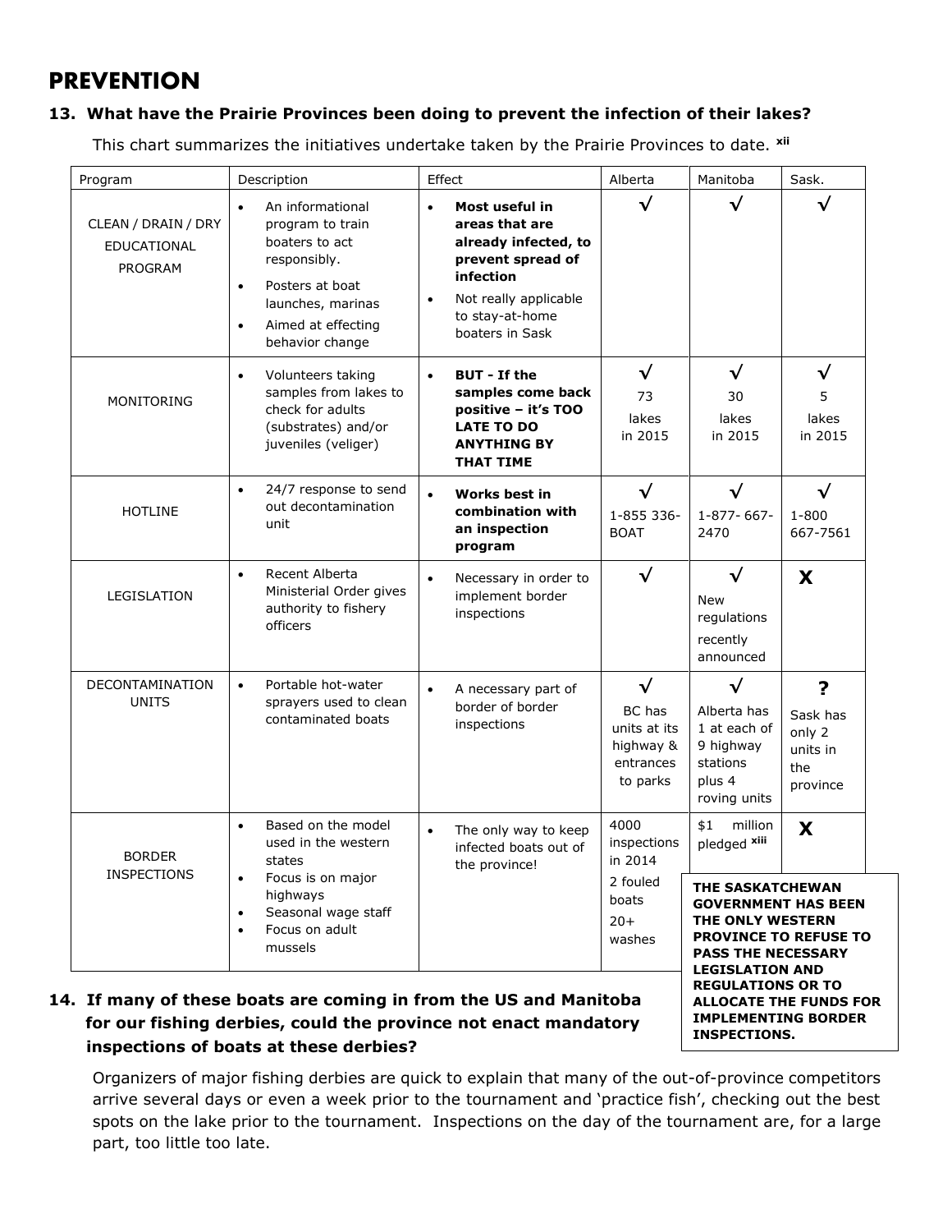# PREVENTION

### 13. What have the Prairie Provinces been doing to prevent the infection of their lakes?

This chart summarizes the initiatives undertake taken by the Prairie Provinces to date. [xii]

| Program | Description | Effect | Alberta | Manitoba | Sask. |
|---|---|---|---|---|---|
| CLEAN / DRAIN / DRY EDUCATIONAL PROGRAM | • An informational program to train boaters to act responsibly. • Posters at boat launches, marinas • Aimed at effecting behavior change | • **Most useful in areas that are already infected, to prevent spread of infection** • Not really applicable to stay-at-home boaters in Sask | √ | √ | √ |
| MONITORING | • Volunteers taking samples from lakes to check for adults (substrates) and/or juveniles (veliger) | • **BUT - If the samples come back positive – it's TOO LATE TO DO ANYTHING BY THAT TIME** | √ 73 lakes in 2015 | √ 30 lakes in 2015 | √ 5 lakes in 2015 |
| HOTLINE | • 24/7 response to send out decontamination unit | • **Works best in combination with an inspection program** | √ 1-855 336-BOAT | √ 1-877- 667-2470 | √ 1-800 667-7561 |
| LEGISLATION | • Recent Alberta Ministerial Order gives authority to fishery officers | • Necessary in order to implement border inspections | √ | √ New regulations recently announced | **X** |
| DECONTAMINATION UNITS | • Portable hot-water sprayers used to clean contaminated boats | • A necessary part of border of border inspections | √ BC has units at its highway & entrances to parks | √ Alberta has 1 at each of 9 highway stations plus 4 roving units | **?** Sask has only 2 units in the province |
| BORDER INSPECTIONS | • Based on the model used in the western states • Focus is on major highways • Seasonal wage staff • Focus on adult mussels | • The only way to keep infected boats out of the province! | 4000 inspections in 2014 2 fouled boats 20+ washes | $1 million pledged [xiii] | **X** |

**THE SASKATCHEWAN GOVERNMENT HAS BEEN THE ONLY WESTERN PROVINCE TO REFUSE TO PASS THE NECESSARY LEGISLATION AND REGULATIONS OR TO ALLOCATE THE FUNDS FOR IMPLEMENTING BORDER INSPECTIONS.**

### 14. If many of these boats are coming in from the US and Manitoba for our fishing derbies, could the province not enact mandatory inspections of boats at these derbies?

Organizers of major fishing derbies are quick to explain that many of the out-of-province competitors arrive several days or even a week prior to the tournament and 'practice fish', checking out the best spots on the lake prior to the tournament. Inspections on the day of the tournament are, for a large part, too little too late.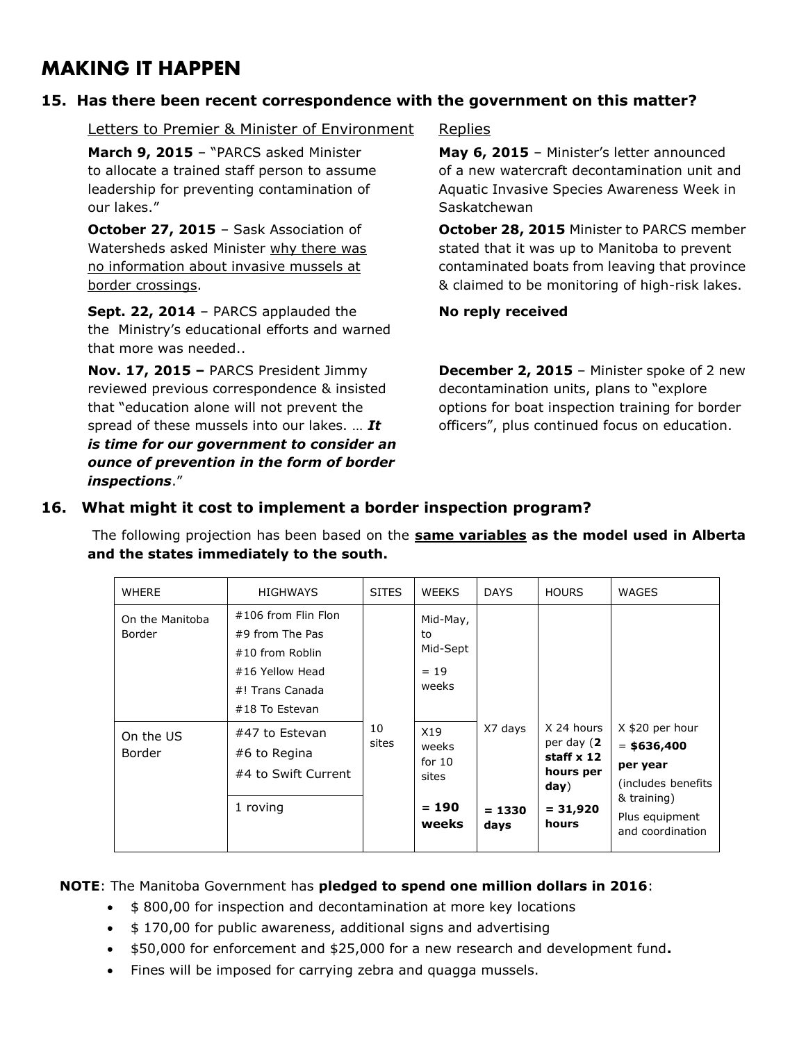# MAKING IT HAPPEN

## 15. Has there been recent correspondence with the government on this matter?

| Letters to Premier & Minister of Environment | Replies |
|---|---|
| **March 9, 2015** – "PARCS asked Minister to allocate a trained staff person to assume leadership for preventing contamination of our lakes." | **May 6, 2015** – Minister's letter announced of a new watercraft decontamination unit and Aquatic Invasive Species Awareness Week in Saskatchewan |
| **October 27, 2015** – Sask Association of Watersheds asked Minister why there was no information about invasive mussels at border crossings. | **October 28, 2015** Minister to PARCS member stated that it was up to Manitoba to prevent contaminated boats from leaving that province & claimed to be monitoring of high-risk lakes. |
| **Sept. 22, 2014** – PARCS applauded the the Ministry's educational efforts and warned that more was needed.. | **No reply received** |
| **Nov. 17, 2015 –** PARCS President Jimmy reviewed previous correspondence & insisted that "education alone will not prevent the spread of these mussels into our lakes. … ***It is time for our government to consider an ounce of prevention in the form of border inspections***." | **December 2, 2015** – Minister spoke of 2 new decontamination units, plans to "explore options for boat inspection training for border officers", plus continued focus on education. |

## 16. What might it cost to implement a border inspection program?

The following projection has been based on the **same variables as the model used in Alberta and the states immediately to the south.**

| WHERE | HIGHWAYS | SITES | WEEKS | DAYS | HOURS | WAGES |
|---|---|---|---|---|---|---|
| On the Manitoba Border | #106 from Flin Flon<br>#9 from The Pas<br>#10 from Roblin<br>#16 Yellow Head<br>#! Trans Canada<br>#18 To Estevan | | Mid-May, to Mid-Sept<br>= 19 weeks | | | |
| On the US Border | #47 to Estevan<br>#6 to Regina<br>#4 to Swift Current | 10 sites | X19 weeks for 10 sites | X7 days | X 24 hours per day (**2 staff x 12 hours per day**) | X $20 per hour<br>= **$636,400 per year**<br>(includes benefits & training) |
| | 1 roving | | **= 190 weeks** | **= 1330 days** | **= 31,920 hours** | Plus equipment and coordination |

**NOTE**: The Manitoba Government has **pledged to spend one million dollars in 2016**:

- $ 800,00 for inspection and decontamination at more key locations
- $ 170,00 for public awareness, additional signs and advertising
- $50,000 for enforcement and $25,000 for a new research and development fund**.**
- Fines will be imposed for carrying zebra and quagga mussels.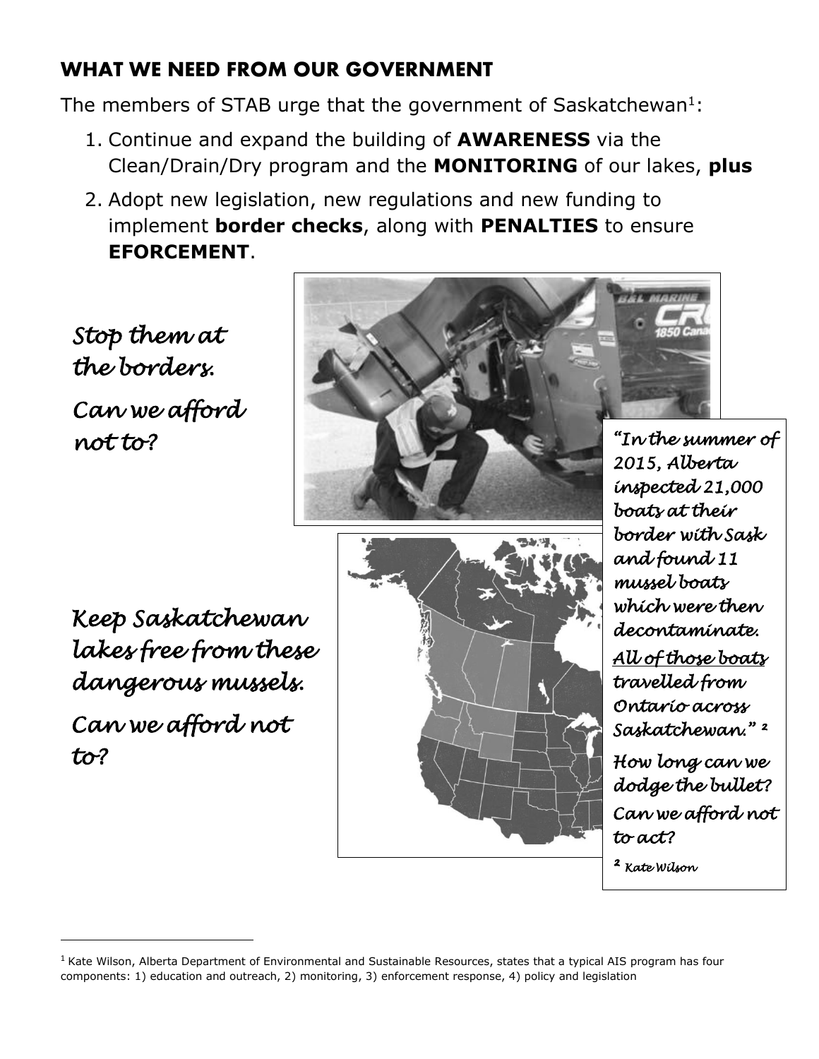## WHAT WE NEED FROM OUR GOVERNMENT

The members of STAB urge that the government of Saskatchewan[1]:

1. Continue and expand the building of **AWARENESS** via the Clean/Drain/Dry program and the **MONITORING** of our lakes, **plus**
2. Adopt new legislation, new regulations and new funding to implement **border checks**, along with **PENALTIES** to ensure **EFORCEMENT**.

*Stop them at the borders.*

*Can we afford not to?*

*Keep Saskatchewan lakes free from these dangerous mussels.*

*Can we afford not to?*

*"In the summer of 2015, Alberta inspected 21,000 boats at their border with Sask and found 11 mussel boats which were then decontaminate. <u>All of those boats</u> travelled from Ontario across Saskatchewan."* [2]

*How long can we dodge the bullet?*

*Can we afford not to act?*

[2] *Kate Wilson*

[1] Kate Wilson, Alberta Department of Environmental and Sustainable Resources, states that a typical AIS program has four components: 1) education and outreach, 2) monitoring, 3) enforcement response, 4) policy and legislation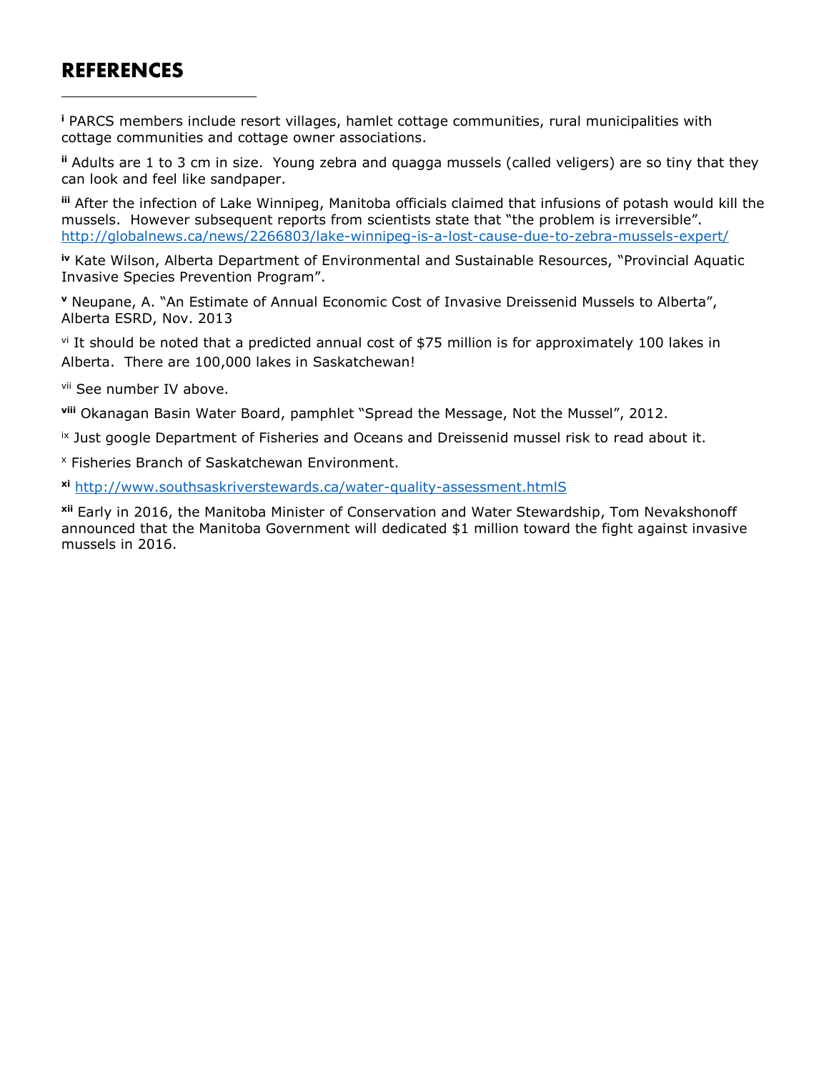# REFERENCES

[i] PARCS members include resort villages, hamlet cottage communities, rural municipalities with cottage communities and cottage owner associations.

[ii] Adults are 1 to 3 cm in size. Young zebra and quagga mussels (called veligers) are so tiny that they can look and feel like sandpaper.

[iii] After the infection of Lake Winnipeg, Manitoba officials claimed that infusions of potash would kill the mussels. However subsequent reports from scientists state that "the problem is irreversible". http://globalnews.ca/news/2266803/lake-winnipeg-is-a-lost-cause-due-to-zebra-mussels-expert/

[iv] Kate Wilson, Alberta Department of Environmental and Sustainable Resources, "Provincial Aquatic Invasive Species Prevention Program".

[v] Neupane, A. "An Estimate of Annual Economic Cost of Invasive Dreissenid Mussels to Alberta", Alberta ESRD, Nov. 2013

[vi] It should be noted that a predicted annual cost of $75 million is for approximately 100 lakes in Alberta. There are 100,000 lakes in Saskatchewan!

[vii] See number IV above.

[viii] Okanagan Basin Water Board, pamphlet "Spread the Message, Not the Mussel", 2012.

[ix] Just google Department of Fisheries and Oceans and Dreissenid mussel risk to read about it.

[x] Fisheries Branch of Saskatchewan Environment.

[xi] http://www.southsaskriverstewards.ca/water-quality-assessment.htmlS

[xii] Early in 2016, the Manitoba Minister of Conservation and Water Stewardship, Tom Nevakshonoff announced that the Manitoba Government will dedicated $1 million toward the fight against invasive mussels in 2016.